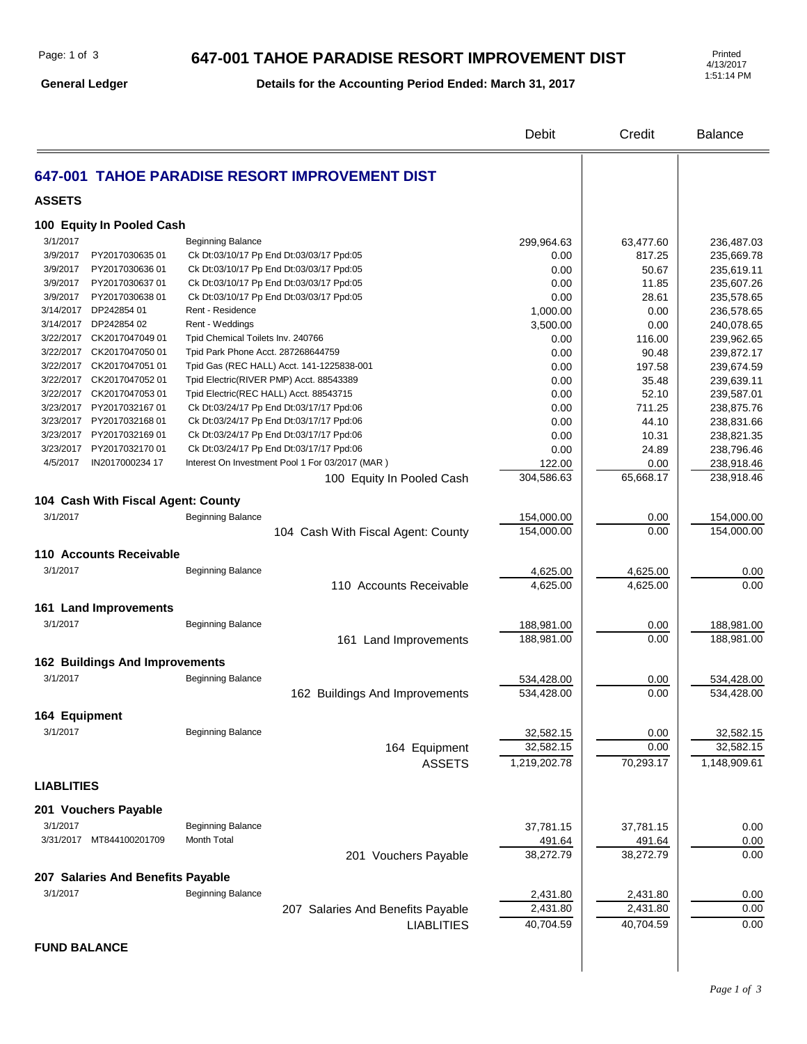# 647-001 TAHOE PARADISE RESORT IMPROVEMENT DIST

**General Ledger** — **Details for the Accounting Period Ended: March 31, 2017**

Printed 4/13/2017 1:51:14 PM

| | | | Debit | Credit | Balance |
|---|---|---|---|---|---|
| **647-001 TAHOE PARADISE RESORT IMPROVEMENT DIST** | | | | | |
| **ASSETS** | | | | | |
| **100 Equity In Pooled Cash** | | | | | |
| 3/1/2017 | | Beginning Balance | 299,964.63 | 63,477.60 | 236,487.03 |
| 3/9/2017 | PY2017030635 01 | Ck Dt:03/10/17 Pp End Dt:03/03/17 Ppd:05 | 0.00 | 817.25 | 235,669.78 |
| 3/9/2017 | PY2017030636 01 | Ck Dt:03/10/17 Pp End Dt:03/03/17 Ppd:05 | 0.00 | 50.67 | 235,619.11 |
| 3/9/2017 | PY2017030637 01 | Ck Dt:03/10/17 Pp End Dt:03/03/17 Ppd:05 | 0.00 | 11.85 | 235,607.26 |
| 3/9/2017 | PY2017030638 01 | Ck Dt:03/10/17 Pp End Dt:03/03/17 Ppd:05 | 0.00 | 28.61 | 235,578.65 |
| 3/14/2017 | DP242854 01 | Rent - Residence | 1,000.00 | 0.00 | 236,578.65 |
| 3/14/2017 | DP242854 02 | Rent - Weddings | 3,500.00 | 0.00 | 240,078.65 |
| 3/22/2017 | CK2017047049 01 | Tpid Chemical Toilets Inv. 240766 | 0.00 | 116.00 | 239,962.65 |
| 3/22/2017 | CK2017047050 01 | Tpid Park Phone Acct. 287268644759 | 0.00 | 90.48 | 239,872.17 |
| 3/22/2017 | CK2017047051 01 | Tpid Gas (REC HALL) Acct. 141-1225838-001 | 0.00 | 197.58 | 239,674.59 |
| 3/22/2017 | CK2017047052 01 | Tpid Electric(RIVER PMP) Acct. 88543389 | 0.00 | 35.48 | 239,639.11 |
| 3/22/2017 | CK2017047053 01 | Tpid Electric(REC HALL) Acct. 88543715 | 0.00 | 52.10 | 239,587.01 |
| 3/23/2017 | PY2017032167 01 | Ck Dt:03/24/17 Pp End Dt:03/17/17 Ppd:06 | 0.00 | 711.25 | 238,875.76 |
| 3/23/2017 | PY2017032168 01 | Ck Dt:03/24/17 Pp End Dt:03/17/17 Ppd:06 | 0.00 | 44.10 | 238,831.66 |
| 3/23/2017 | PY2017032169 01 | Ck Dt:03/24/17 Pp End Dt:03/17/17 Ppd:06 | 0.00 | 10.31 | 238,821.35 |
| 3/23/2017 | PY2017032170 01 | Ck Dt:03/24/17 Pp End Dt:03/17/17 Ppd:06 | 0.00 | 24.89 | 238,796.46 |
| 4/5/2017 | IN2017000234 17 | Interest On Investment Pool 1 For 03/2017 (MAR ) | 122.00 | 0.00 | 238,918.46 |
| | | 100 Equity In Pooled Cash | 304,586.63 | 65,668.17 | 238,918.46 |
| **104 Cash With Fiscal Agent: County** | | | | | |
| 3/1/2017 | | Beginning Balance | 154,000.00 | 0.00 | 154,000.00 |
| | | 104 Cash With Fiscal Agent: County | 154,000.00 | 0.00 | 154,000.00 |
| **110 Accounts Receivable** | | | | | |
| 3/1/2017 | | Beginning Balance | 4,625.00 | 4,625.00 | 0.00 |
| | | 110 Accounts Receivable | 4,625.00 | 4,625.00 | 0.00 |
| **161 Land Improvements** | | | | | |
| 3/1/2017 | | Beginning Balance | 188,981.00 | 0.00 | 188,981.00 |
| | | 161 Land Improvements | 188,981.00 | 0.00 | 188,981.00 |
| **162 Buildings And Improvements** | | | | | |
| 3/1/2017 | | Beginning Balance | 534,428.00 | 0.00 | 534,428.00 |
| | | 162 Buildings And Improvements | 534,428.00 | 0.00 | 534,428.00 |
| **164 Equipment** | | | | | |
| 3/1/2017 | | Beginning Balance | 32,582.15 | 0.00 | 32,582.15 |
| | | 164 Equipment | 32,582.15 | 0.00 | 32,582.15 |
| | | ASSETS | 1,219,202.78 | 70,293.17 | 1,148,909.61 |
| **LIABLITIES** | | | | | |
| **201 Vouchers Payable** | | | | | |
| 3/1/2017 | | Beginning Balance | 37,781.15 | 37,781.15 | 0.00 |
| 3/31/2017 | MT844100201709 | Month Total | 491.64 | 491.64 | 0.00 |
| | | 201 Vouchers Payable | 38,272.79 | 38,272.79 | 0.00 |
| **207 Salaries And Benefits Payable** | | | | | |
| 3/1/2017 | | Beginning Balance | 2,431.80 | 2,431.80 | 0.00 |
| | | 207 Salaries And Benefits Payable | 2,431.80 | 2,431.80 | 0.00 |
| | | LIABLITIES | 40,704.59 | 40,704.59 | 0.00 |
| **FUND BALANCE** | | | | | |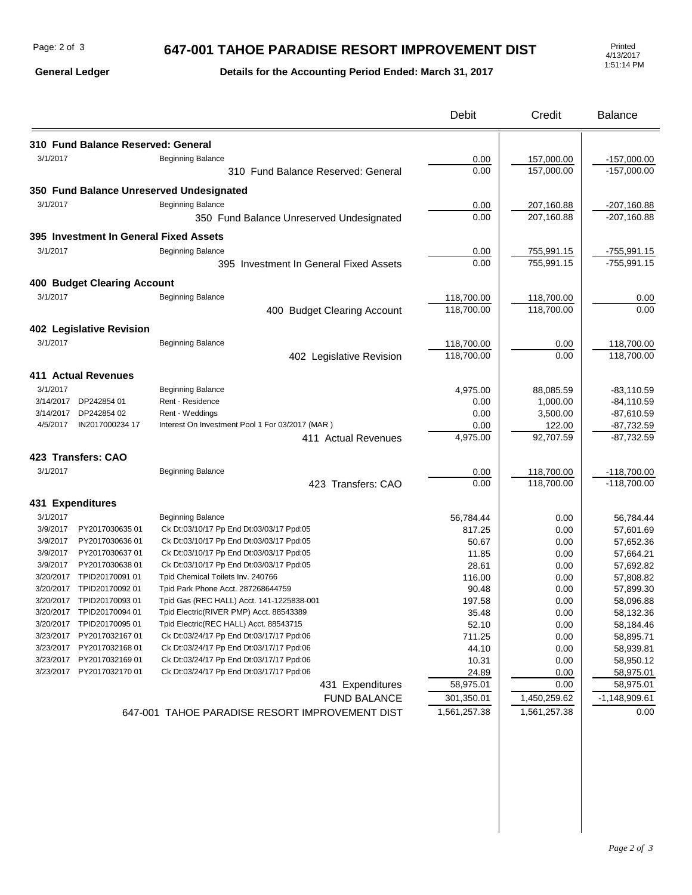# 647-001 TAHOE PARADISE RESORT IMPROVEMENT DIST

**General Ledger** — **Details for the Accounting Period Ended: March 31, 2017**

Printed 4/13/2017 1:51:14 PM

| Date | Reference | Description | Debit | Credit | Balance |
|---|---|---|---|---|---|
| **310 Fund Balance Reserved: General** | | | | | |
| 3/1/2017 | | Beginning Balance | 0.00 | 157,000.00 | -157,000.00 |
| | | 310 Fund Balance Reserved: General | 0.00 | 157,000.00 | -157,000.00 |
| **350 Fund Balance Unreserved Undesignated** | | | | | |
| 3/1/2017 | | Beginning Balance | 0.00 | 207,160.88 | -207,160.88 |
| | | 350 Fund Balance Unreserved Undesignated | 0.00 | 207,160.88 | -207,160.88 |
| **395 Investment In General Fixed Assets** | | | | | |
| 3/1/2017 | | Beginning Balance | 0.00 | 755,991.15 | -755,991.15 |
| | | 395 Investment In General Fixed Assets | 0.00 | 755,991.15 | -755,991.15 |
| **400 Budget Clearing Account** | | | | | |
| 3/1/2017 | | Beginning Balance | 118,700.00 | 118,700.00 | 0.00 |
| | | 400 Budget Clearing Account | 118,700.00 | 118,700.00 | 0.00 |
| **402 Legislative Revision** | | | | | |
| 3/1/2017 | | Beginning Balance | 118,700.00 | 0.00 | 118,700.00 |
| | | 402 Legislative Revision | 118,700.00 | 0.00 | 118,700.00 |
| **411 Actual Revenues** | | | | | |
| 3/1/2017 | | Beginning Balance | 4,975.00 | 88,085.59 | -83,110.59 |
| 3/14/2017 | DP242854 01 | Rent - Residence | 0.00 | 1,000.00 | -84,110.59 |
| 3/14/2017 | DP242854 02 | Rent - Weddings | 0.00 | 3,500.00 | -87,610.59 |
| 4/5/2017 | IN2017000234 17 | Interest On Investment Pool 1 For 03/2017 (MAR ) | 0.00 | 122.00 | -87,732.59 |
| | | 411 Actual Revenues | 4,975.00 | 92,707.59 | -87,732.59 |
| **423 Transfers: CAO** | | | | | |
| 3/1/2017 | | Beginning Balance | 0.00 | 118,700.00 | -118,700.00 |
| | | 423 Transfers: CAO | 0.00 | 118,700.00 | -118,700.00 |
| **431 Expenditures** | | | | | |
| 3/1/2017 | | Beginning Balance | 56,784.44 | 0.00 | 56,784.44 |
| 3/9/2017 | PY2017030635 01 | Ck Dt:03/10/17 Pp End Dt:03/03/17 Ppd:05 | 817.25 | 0.00 | 57,601.69 |
| 3/9/2017 | PY2017030636 01 | Ck Dt:03/10/17 Pp End Dt:03/03/17 Ppd:05 | 50.67 | 0.00 | 57,652.36 |
| 3/9/2017 | PY2017030637 01 | Ck Dt:03/10/17 Pp End Dt:03/03/17 Ppd:05 | 11.85 | 0.00 | 57,664.21 |
| 3/9/2017 | PY2017030638 01 | Ck Dt:03/10/17 Pp End Dt:03/03/17 Ppd:05 | 28.61 | 0.00 | 57,692.82 |
| 3/20/2017 | TPID20170091 01 | Tpid Chemical Toilets Inv. 240766 | 116.00 | 0.00 | 57,808.82 |
| 3/20/2017 | TPID20170092 01 | Tpid Park Phone Acct. 287268644759 | 90.48 | 0.00 | 57,899.30 |
| 3/20/2017 | TPID20170093 01 | Tpid Gas (REC HALL) Acct. 141-1225838-001 | 197.58 | 0.00 | 58,096.88 |
| 3/20/2017 | TPID20170094 01 | Tpid Electric(RIVER PMP) Acct. 88543389 | 35.48 | 0.00 | 58,132.36 |
| 3/20/2017 | TPID20170095 01 | Tpid Electric(REC HALL) Acct. 88543715 | 52.10 | 0.00 | 58,184.46 |
| 3/23/2017 | PY2017032167 01 | Ck Dt:03/24/17 Pp End Dt:03/17/17 Ppd:06 | 711.25 | 0.00 | 58,895.71 |
| 3/23/2017 | PY2017032168 01 | Ck Dt:03/24/17 Pp End Dt:03/17/17 Ppd:06 | 44.10 | 0.00 | 58,939.81 |
| 3/23/2017 | PY2017032169 01 | Ck Dt:03/24/17 Pp End Dt:03/17/17 Ppd:06 | 10.31 | 0.00 | 58,950.12 |
| 3/23/2017 | PY2017032170 01 | Ck Dt:03/24/17 Pp End Dt:03/17/17 Ppd:06 | 24.89 | 0.00 | 58,975.01 |
| | | 431 Expenditures | 58,975.01 | 0.00 | 58,975.01 |
| | | FUND BALANCE | 301,350.01 | 1,450,259.62 | -1,148,909.61 |
| | | 647-001 TAHOE PARADISE RESORT IMPROVEMENT DIST | 1,561,257.38 | 1,561,257.38 | 0.00 |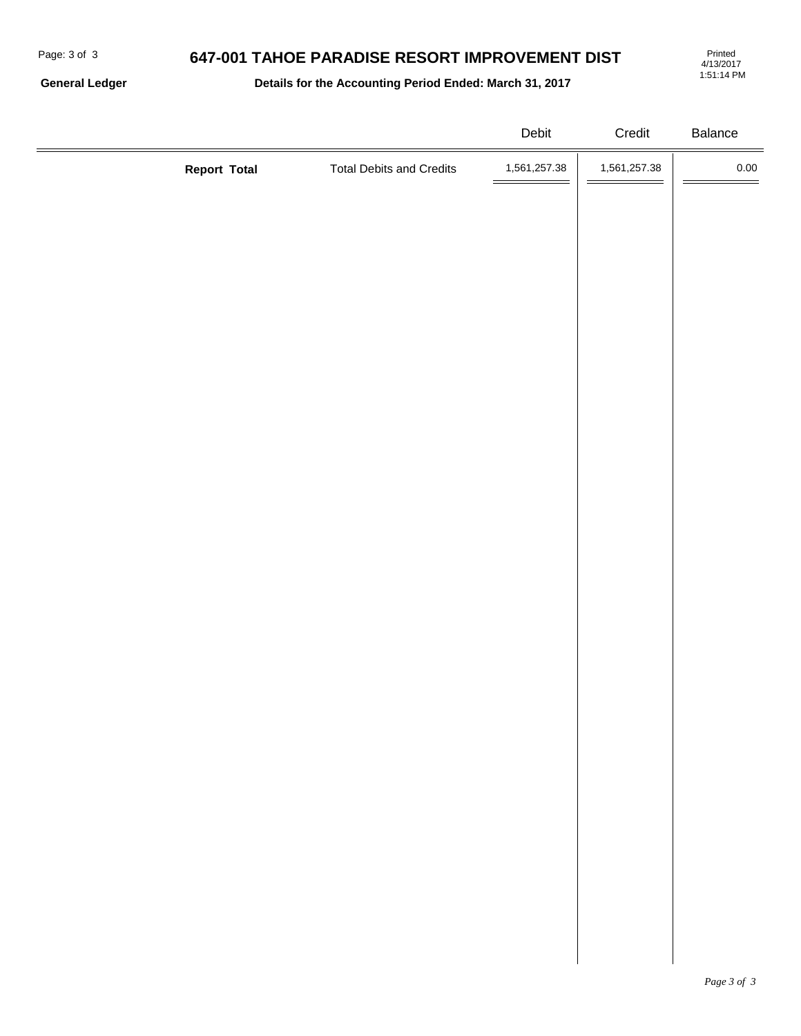# 647-001 TAHOE PARADISE RESORT IMPROVEMENT DIST

**General Ledger** — **Details for the Accounting Period Ended: March 31, 2017**

Printed 4/13/2017 1:51:14 PM

| | | Debit | Credit | Balance |
|---|---|---|---|---|
| **Report Total** | Total Debits and Credits | 1,561,257.38 | 1,561,257.38 | 0.00 |